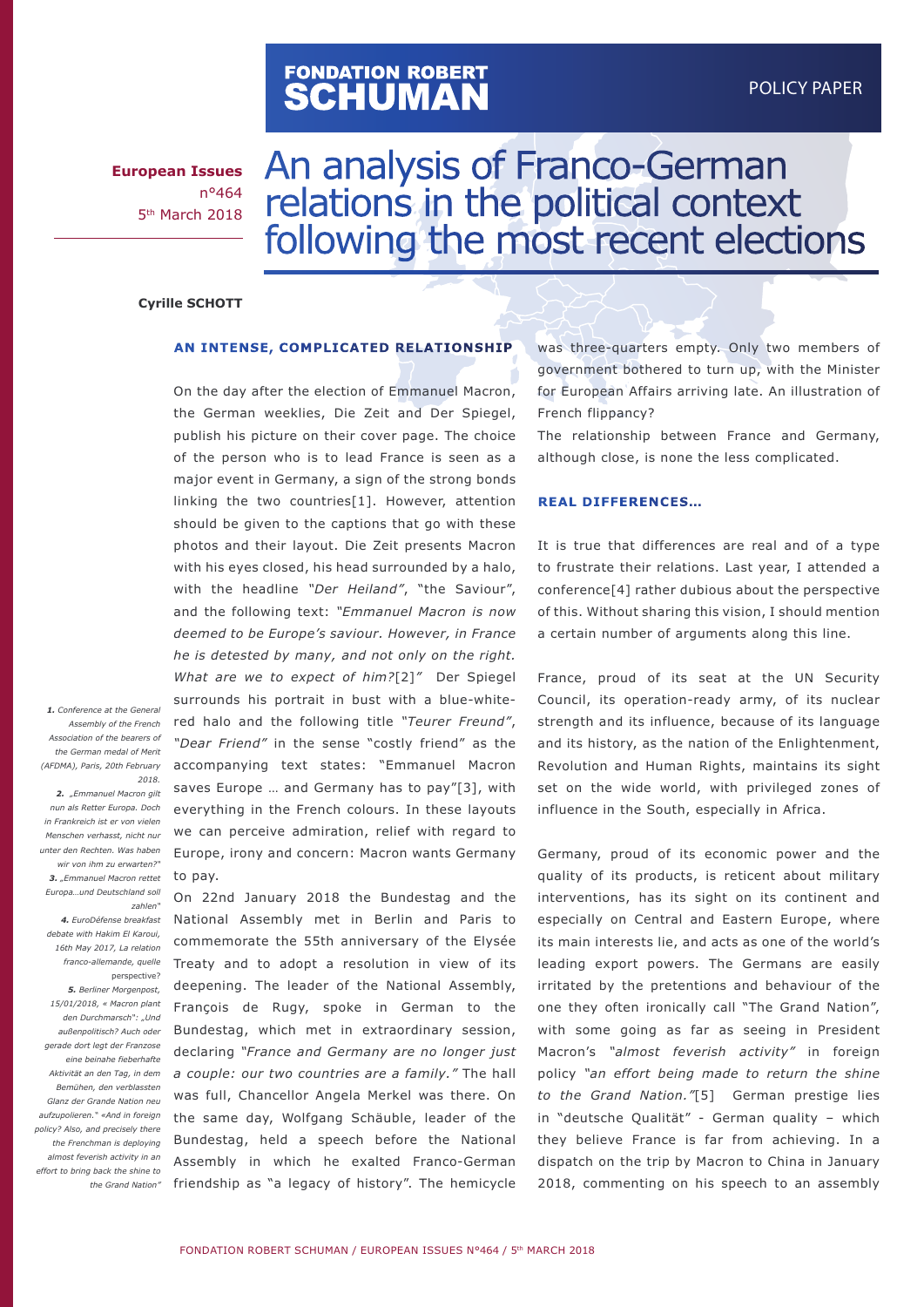FONDATION ROBERT SCHUMAN

POLICY PAPER

**European Issues**
n°464
5th March 2018

# An analysis of Franco-German relations in the political context following the most recent elections

**Cyrille SCHOTT**

## AN INTENSE, COMPLICATED RELATIONSHIP

On the day after the election of Emmanuel Macron, the German weeklies, Die Zeit and Der Spiegel, publish his picture on their cover page. The choice of the person who is to lead France is seen as a major event in Germany, a sign of the strong bonds linking the two countries[1]. However, attention should be given to the captions that go with these photos and their layout. Die Zeit presents Macron with his eyes closed, his head surrounded by a halo, with the headline *"Der Heiland"*, "the Saviour", and the following text: *"Emmanuel Macron is now deemed to be Europe's saviour. However, in France he is detested by many, and not only on the right. What are we to expect of him?*[2]*"* Der Spiegel surrounds his portrait in bust with a blue-white-red halo and the following title *"Teurer Freund"*, *"Dear Friend"* in the sense "costly friend" as the accompanying text states: "Emmanuel Macron saves Europe … and Germany has to pay"[3], with everything in the French colours. In these layouts we can perceive admiration, relief with regard to Europe, irony and concern: Macron wants Germany to pay.

On 22nd January 2018 the Bundestag and the National Assembly met in Berlin and Paris to commemorate the 55th anniversary of the Elysée Treaty and to adopt a resolution in view of its deepening. The leader of the National Assembly, François de Rugy, spoke in German to the Bundestag, which met in extraordinary session, declaring *"France and Germany are no longer just a couple: our two countries are a family."* The hall was full, Chancellor Angela Merkel was there. On the same day, Wolfgang Schäuble, leader of the Bundestag, held a speech before the National Assembly in which he exalted Franco-German friendship as "a legacy of history". The hemicycle was three-quarters empty. Only two members of government bothered to turn up, with the Minister for European Affairs arriving late. An illustration of French flippancy?

The relationship between France and Germany, although close, is none the less complicated.

## REAL DIFFERENCES…

It is true that differences are real and of a type to frustrate their relations. Last year, I attended a conference[4] rather dubious about the perspective of this. Without sharing this vision, I should mention a certain number of arguments along this line.

France, proud of its seat at the UN Security Council, its operation-ready army, of its nuclear strength and its influence, because of its language and its history, as the nation of the Enlightenment, Revolution and Human Rights, maintains its sight set on the wide world, with privileged zones of influence in the South, especially in Africa.

Germany, proud of its economic power and the quality of its products, is reticent about military interventions, has its sight on its continent and especially on Central and Eastern Europe, where its main interests lie, and acts as one of the world's leading export powers. The Germans are easily irritated by the pretentions and behaviour of the one they often ironically call "The Grand Nation", with some going as far as seeing in President Macron's *"almost feverish activity"* in foreign policy *"an effort being made to return the shine to the Grand Nation."*[5] German prestige lies in "deutsche Qualität" - German quality – which they believe France is far from achieving. In a dispatch on the trip by Macron to China in January 2018, commenting on his speech to an assembly

---

*1. Conference at the General Assembly of the French Association of the bearers of the German medal of Merit (AFDMA), Paris, 20th February 2018.*

*2. „Emmanuel Macron gilt nun als Retter Europa. Doch in Frankreich ist er von vielen Menschen verhasst, nicht nur unter den Rechten. Was haben wir von ihm zu erwarten?"*

*3. „Emmanuel Macron rettet Europa…und Deutschland soll zahlen"*

*4. EuroDéfense breakfast debate with Hakim El Karoui, 16th May 2017, La relation franco-allemande, quelle perspective?*

*5. Berliner Morgenpost, 15/01/2018, « Macron plant den Durchmarsch": „Und außenpolitisch? Auch oder gerade dort legt der Franzose eine beinahe fieberhafte Aktivität an den Tag, in dem Bemühen, den verblassten Glanz der Grande Nation neu aufzupolieren." «And in foreign policy? Also, and precisely there the Frenchman is deploying almost feverish activity in an effort to bring back the shine to the Grand Nation"*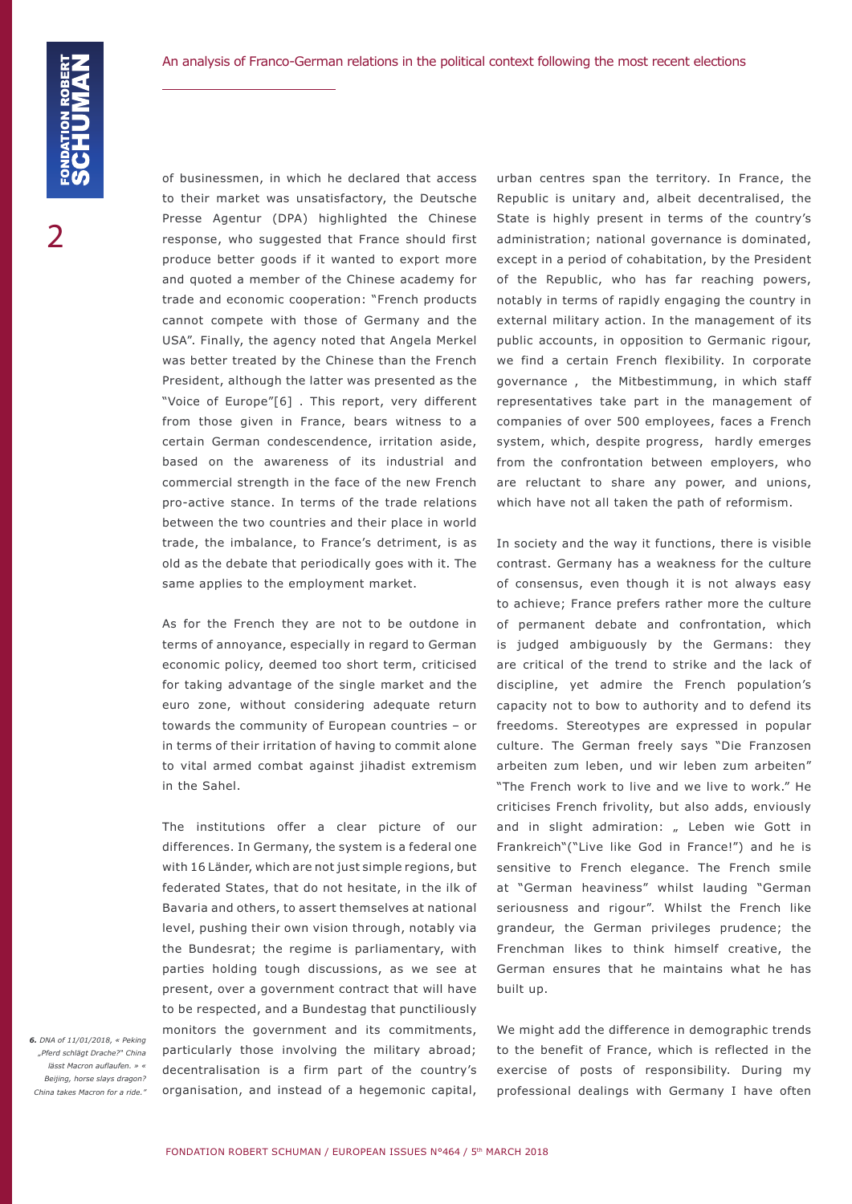of businessmen, in which he declared that access to their market was unsatisfactory, the Deutsche Presse Agentur (DPA) highlighted the Chinese response, who suggested that France should first produce better goods if it wanted to export more and quoted a member of the Chinese academy for trade and economic cooperation: "French products cannot compete with those of Germany and the USA". Finally, the agency noted that Angela Merkel was better treated by the Chinese than the French President, although the latter was presented as the "Voice of Europe"[6] . This report, very different from those given in France, bears witness to a certain German condescendence, irritation aside, based on the awareness of its industrial and commercial strength in the face of the new French pro-active stance. In terms of the trade relations between the two countries and their place in world trade, the imbalance, to France's detriment, is as old as the debate that periodically goes with it. The same applies to the employment market.

As for the French they are not to be outdone in terms of annoyance, especially in regard to German economic policy, deemed too short term, criticised for taking advantage of the single market and the euro zone, without considering adequate return towards the community of European countries – or in terms of their irritation of having to commit alone to vital armed combat against jihadist extremism in the Sahel.

The institutions offer a clear picture of our differences. In Germany, the system is a federal one with 16 Länder, which are not just simple regions, but federated States, that do not hesitate, in the ilk of Bavaria and others, to assert themselves at national level, pushing their own vision through, notably via the Bundesrat; the regime is parliamentary, with parties holding tough discussions, as we see at present, over a government contract that will have to be respected, and a Bundestag that punctiliously monitors the government and its commitments, particularly those involving the military abroad; decentralisation is a firm part of the country's organisation, and instead of a hegemonic capital, urban centres span the territory. In France, the Republic is unitary and, albeit decentralised, the State is highly present in terms of the country's administration; national governance is dominated, except in a period of cohabitation, by the President of the Republic, who has far reaching powers, notably in terms of rapidly engaging the country in external military action. In the management of its public accounts, in opposition to Germanic rigour, we find a certain French flexibility. In corporate governance , the Mitbestimmung, in which staff representatives take part in the management of companies of over 500 employees, faces a French system, which, despite progress, hardly emerges from the confrontation between employers, who are reluctant to share any power, and unions, which have not all taken the path of reformism.

In society and the way it functions, there is visible contrast. Germany has a weakness for the culture of consensus, even though it is not always easy to achieve; France prefers rather more the culture of permanent debate and confrontation, which is judged ambiguously by the Germans: they are critical of the trend to strike and the lack of discipline, yet admire the French population's capacity not to bow to authority and to defend its freedoms. Stereotypes are expressed in popular culture. The German freely says "Die Franzosen arbeiten zum leben, und wir leben zum arbeiten" "The French work to live and we live to work." He criticises French frivolity, but also adds, enviously and in slight admiration: „ Leben wie Gott in Frankreich"("Live like God in France!") and he is sensitive to French elegance. The French smile at "German heaviness" whilst lauding "German seriousness and rigour". Whilst the French like grandeur, the German privileges prudence; the Frenchman likes to think himself creative, the German ensures that he maintains what he has built up.

We might add the difference in demographic trends to the benefit of France, which is reflected in the exercise of posts of responsibility. During my professional dealings with Germany I have often

*6. DNA of 11/01/2018, « Peking „Pferd schlägt Drache?" China lässt Macron auflaufen. » « Beijing, horse slays dragon? China takes Macron for a ride."*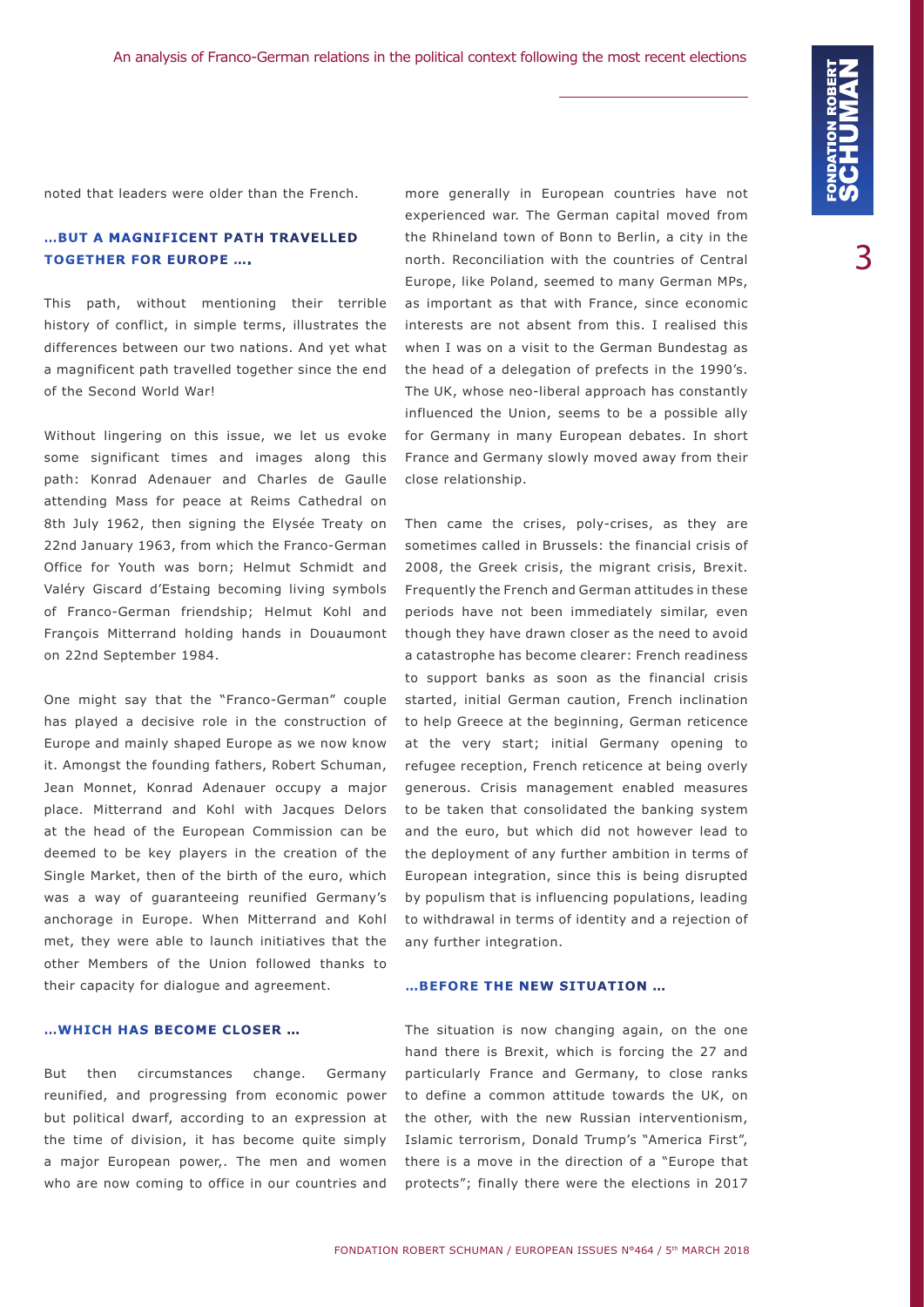noted that leaders were older than the French.

### …BUT A MAGNIFICENT PATH TRAVELLED TOGETHER FOR EUROPE ….

This path, without mentioning their terrible history of conflict, in simple terms, illustrates the differences between our two nations. And yet what a magnificent path travelled together since the end of the Second World War!

Without lingering on this issue, we let us evoke some significant times and images along this path: Konrad Adenauer and Charles de Gaulle attending Mass for peace at Reims Cathedral on 8th July 1962, then signing the Elysée Treaty on 22nd January 1963, from which the Franco-German Office for Youth was born; Helmut Schmidt and Valéry Giscard d'Estaing becoming living symbols of Franco-German friendship; Helmut Kohl and François Mitterrand holding hands in Douaumont on 22nd September 1984.

One might say that the "Franco-German" couple has played a decisive role in the construction of Europe and mainly shaped Europe as we now know it. Amongst the founding fathers, Robert Schuman, Jean Monnet, Konrad Adenauer occupy a major place. Mitterrand and Kohl with Jacques Delors at the head of the European Commission can be deemed to be key players in the creation of the Single Market, then of the birth of the euro, which was a way of guaranteeing reunified Germany's anchorage in Europe. When Mitterrand and Kohl met, they were able to launch initiatives that the other Members of the Union followed thanks to their capacity for dialogue and agreement.

### …WHICH HAS BECOME CLOSER …

But then circumstances change. Germany reunified, and progressing from economic power but political dwarf, according to an expression at the time of division, it has become quite simply a major European power,. The men and women who are now coming to office in our countries and more generally in European countries have not experienced war. The German capital moved from the Rhineland town of Bonn to Berlin, a city in the north. Reconciliation with the countries of Central Europe, like Poland, seemed to many German MPs, as important as that with France, since economic interests are not absent from this. I realised this when I was on a visit to the German Bundestag as the head of a delegation of prefects in the 1990's. The UK, whose neo-liberal approach has constantly influenced the Union, seems to be a possible ally for Germany in many European debates. In short France and Germany slowly moved away from their close relationship.

Then came the crises, poly-crises, as they are sometimes called in Brussels: the financial crisis of 2008, the Greek crisis, the migrant crisis, Brexit. Frequently the French and German attitudes in these periods have not been immediately similar, even though they have drawn closer as the need to avoid a catastrophe has become clearer: French readiness to support banks as soon as the financial crisis started, initial German caution, French inclination to help Greece at the beginning, German reticence at the very start; initial Germany opening to refugee reception, French reticence at being overly generous. Crisis management enabled measures to be taken that consolidated the banking system and the euro, but which did not however lead to the deployment of any further ambition in terms of European integration, since this is being disrupted by populism that is influencing populations, leading to withdrawal in terms of identity and a rejection of any further integration.

### …BEFORE THE NEW SITUATION …

The situation is now changing again, on the one hand there is Brexit, which is forcing the 27 and particularly France and Germany, to close ranks to define a common attitude towards the UK, on the other, with the new Russian interventionism, Islamic terrorism, Donald Trump's "America First", there is a move in the direction of a "Europe that protects"; finally there were the elections in 2017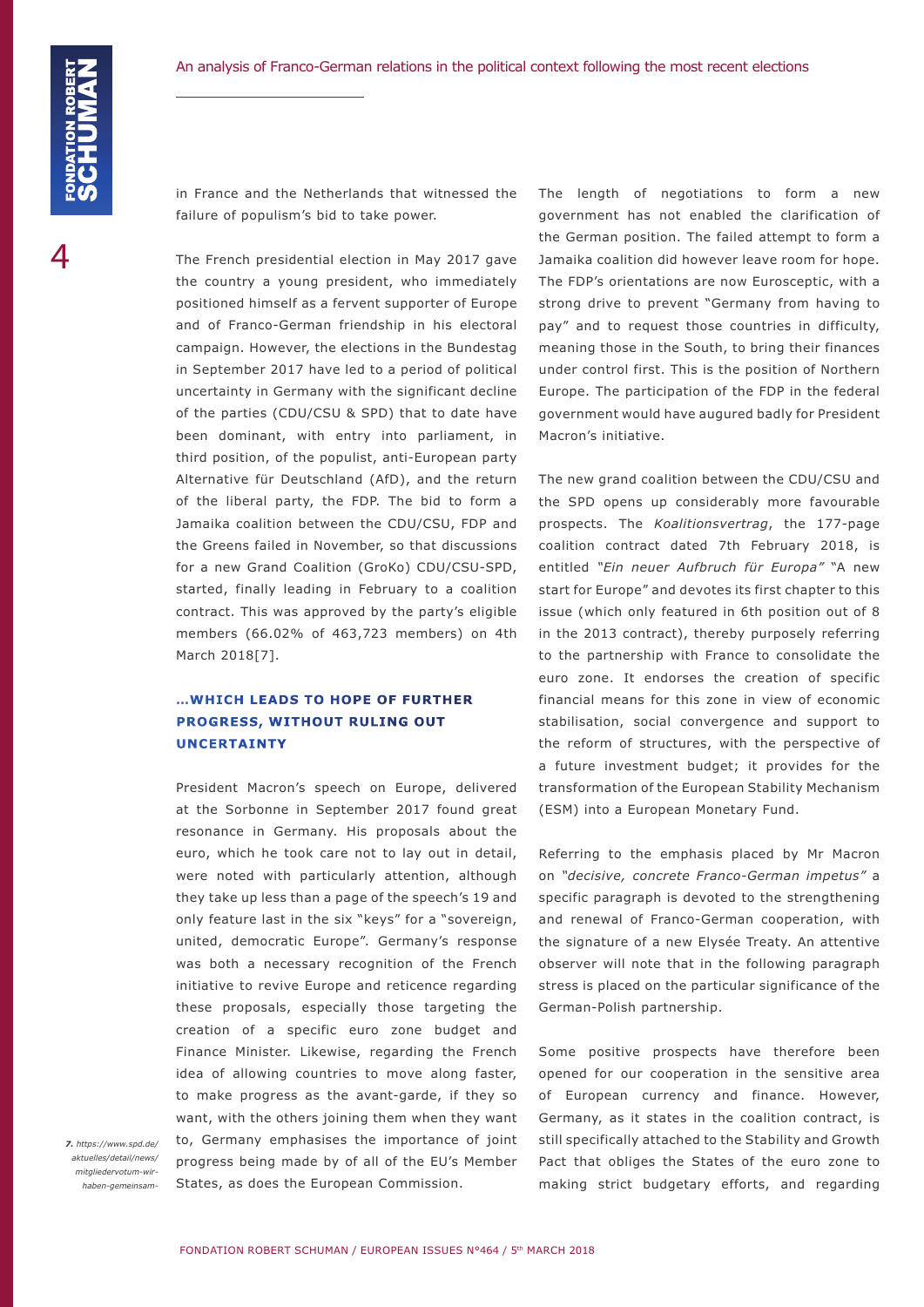in France and the Netherlands that witnessed the failure of populism's bid to take power.

The French presidential election in May 2017 gave the country a young president, who immediately positioned himself as a fervent supporter of Europe and of Franco-German friendship in his electoral campaign. However, the elections in the Bundestag in September 2017 have led to a period of political uncertainty in Germany with the significant decline of the parties (CDU/CSU & SPD) that to date have been dominant, with entry into parliament, in third position, of the populist, anti-European party Alternative für Deutschland (AfD), and the return of the liberal party, the FDP. The bid to form a Jamaika coalition between the CDU/CSU, FDP and the Greens failed in November, so that discussions for a new Grand Coalition (GroKo) CDU/CSU-SPD, started, finally leading in February to a coalition contract. This was approved by the party's eligible members (66.02% of 463,723 members) on 4th March 2018[7].

### ...WHICH LEADS TO HOPE OF FURTHER PROGRESS, WITHOUT RULING OUT UNCERTAINTY

President Macron's speech on Europe, delivered at the Sorbonne in September 2017 found great resonance in Germany. His proposals about the euro, which he took care not to lay out in detail, were noted with particularly attention, although they take up less than a page of the speech's 19 and only feature last in the six "keys" for a "sovereign, united, democratic Europe". Germany's response was both a necessary recognition of the French initiative to revive Europe and reticence regarding these proposals, especially those targeting the creation of a specific euro zone budget and Finance Minister. Likewise, regarding the French idea of allowing countries to move along faster, to make progress as the avant-garde, if they so want, with the others joining them when they want to, Germany emphasises the importance of joint progress being made by of all of the EU's Member States, as does the European Commission.

The length of negotiations to form a new government has not enabled the clarification of the German position. The failed attempt to form a Jamaika coalition did however leave room for hope. The FDP's orientations are now Eurosceptic, with a strong drive to prevent "Germany from having to pay" and to request those countries in difficulty, meaning those in the South, to bring their finances under control first. This is the position of Northern Europe. The participation of the FDP in the federal government would have augured badly for President Macron's initiative.

The new grand coalition between the CDU/CSU and the SPD opens up considerably more favourable prospects. The *Koalitionsvertrag*, the 177-page coalition contract dated 7th February 2018, is entitled *"Ein neuer Aufbruch für Europa"* "A new start for Europe" and devotes its first chapter to this issue (which only featured in 6th position out of 8 in the 2013 contract), thereby purposely referring to the partnership with France to consolidate the euro zone. It endorses the creation of specific financial means for this zone in view of economic stabilisation, social convergence and support to the reform of structures, with the perspective of a future investment budget; it provides for the transformation of the European Stability Mechanism (ESM) into a European Monetary Fund.

Referring to the emphasis placed by Mr Macron on *"decisive, concrete Franco-German impetus"* a specific paragraph is devoted to the strengthening and renewal of Franco-German cooperation, with the signature of a new Elysée Treaty. An attentive observer will note that in the following paragraph stress is placed on the particular significance of the German-Polish partnership.

Some positive prospects have therefore been opened for our cooperation in the sensitive area of European currency and finance. However, Germany, as it states in the coalition contract, is still specifically attached to the Stability and Growth Pact that obliges the States of the euro zone to making strict budgetary efforts, and regarding

*7. https://www.spd.de/aktuelles/detail/news/mitgliedervotum-wir-haben-gemeinsam-*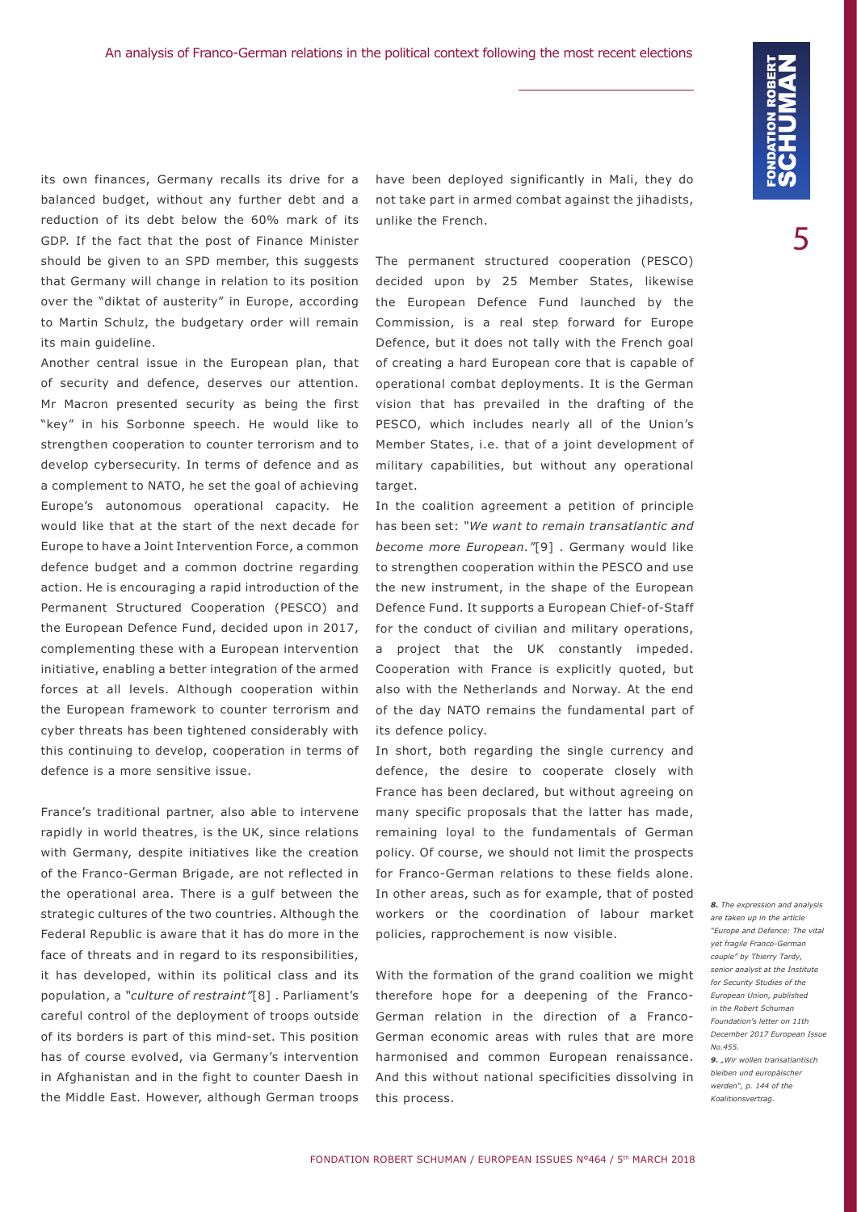its own finances, Germany recalls its drive for a balanced budget, without any further debt and a reduction of its debt below the 60% mark of its GDP. If the fact that the post of Finance Minister should be given to an SPD member, this suggests that Germany will change in relation to its position over the "diktat of austerity" in Europe, according to Martin Schulz, the budgetary order will remain its main guideline.

Another central issue in the European plan, that of security and defence, deserves our attention. Mr Macron presented security as being the first "key" in his Sorbonne speech. He would like to strengthen cooperation to counter terrorism and to develop cybersecurity. In terms of defence and as a complement to NATO, he set the goal of achieving Europe's autonomous operational capacity. He would like that at the start of the next decade for Europe to have a Joint Intervention Force, a common defence budget and a common doctrine regarding action. He is encouraging a rapid introduction of the Permanent Structured Cooperation (PESCO) and the European Defence Fund, decided upon in 2017, complementing these with a European intervention initiative, enabling a better integration of the armed forces at all levels. Although cooperation within the European framework to counter terrorism and cyber threats has been tightened considerably with this continuing to develop, cooperation in terms of defence is a more sensitive issue.

France's traditional partner, also able to intervene rapidly in world theatres, is the UK, since relations with Germany, despite initiatives like the creation of the Franco-German Brigade, are not reflected in the operational area. There is a gulf between the strategic cultures of the two countries. Although the Federal Republic is aware that it has do more in the face of threats and in regard to its responsibilities, it has developed, within its political class and its population, a *"culture of restraint"*[8] . Parliament's careful control of the deployment of troops outside of its borders is part of this mind-set. This position has of course evolved, via Germany's intervention in Afghanistan and in the fight to counter Daesh in the Middle East. However, although German troops have been deployed significantly in Mali, they do not take part in armed combat against the jihadists, unlike the French.

The permanent structured cooperation (PESCO) decided upon by 25 Member States, likewise the European Defence Fund launched by the Commission, is a real step forward for Europe Defence, but it does not tally with the French goal of creating a hard European core that is capable of operational combat deployments. It is the German vision that has prevailed in the drafting of the PESCO, which includes nearly all of the Union's Member States, i.e. that of a joint development of military capabilities, but without any operational target.

In the coalition agreement a petition of principle has been set: *"We want to remain transatlantic and become more European."*[9] . Germany would like to strengthen cooperation within the PESCO and use the new instrument, in the shape of the European Defence Fund. It supports a European Chief-of-Staff for the conduct of civilian and military operations, a project that the UK constantly impeded. Cooperation with France is explicitly quoted, but also with the Netherlands and Norway. At the end of the day NATO remains the fundamental part of its defence policy.

In short, both regarding the single currency and defence, the desire to cooperate closely with France has been declared, but without agreeing on many specific proposals that the latter has made, remaining loyal to the fundamentals of German policy. Of course, we should not limit the prospects for Franco-German relations to these fields alone. In other areas, such as for example, that of posted workers or the coordination of labour market policies, rapprochement is now visible.

With the formation of the grand coalition we might therefore hope for a deepening of the Franco-German relation in the direction of a Franco-German economic areas with rules that are more harmonised and common European renaissance. And this without national specificities dissolving in this process.

---

*8. The expression and analysis are taken up in the article "Europe and Defence: The vital yet fragile Franco-German couple" by Thierry Tardy, senior analyst at the Institute for Security Studies of the European Union, published in the Robert Schuman Foundation's letter on 11th December 2017 European Issue No.455.*

*9. „Wir wollen transatlantisch bleiben und europäischer werden", p. 144 of the Koalitionsvertrag.*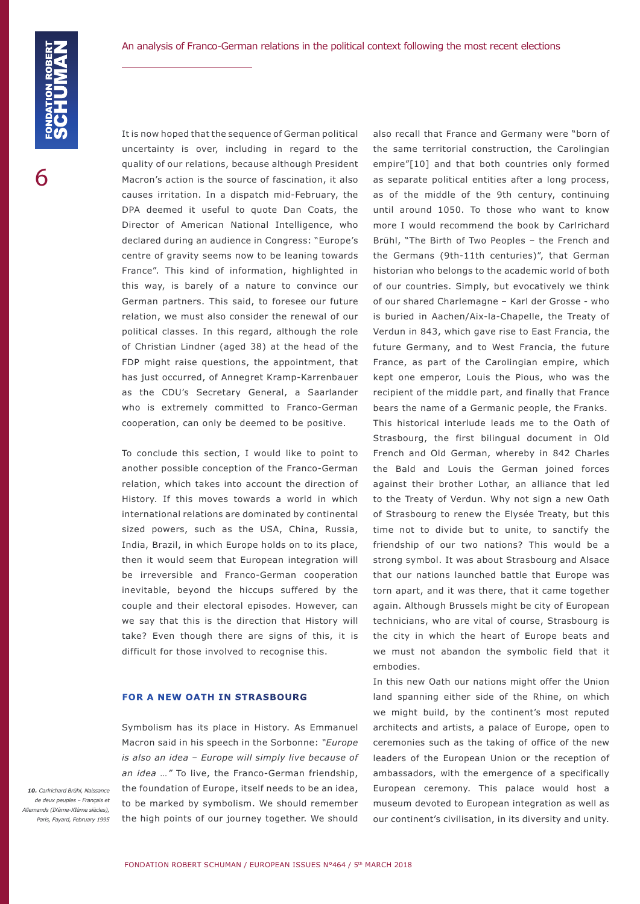It is now hoped that the sequence of German political uncertainty is over, including in regard to the quality of our relations, because although President Macron's action is the source of fascination, it also causes irritation. In a dispatch mid-February, the DPA deemed it useful to quote Dan Coats, the Director of American National Intelligence, who declared during an audience in Congress: "Europe's centre of gravity seems now to be leaning towards France". This kind of information, highlighted in this way, is barely of a nature to convince our German partners. This said, to foresee our future relation, we must also consider the renewal of our political classes. In this regard, although the role of Christian Lindner (aged 38) at the head of the FDP might raise questions, the appointment, that has just occurred, of Annegret Kramp-Karrenbauer as the CDU's Secretary General, a Saarlander who is extremely committed to Franco-German cooperation, can only be deemed to be positive.

To conclude this section, I would like to point to another possible conception of the Franco-German relation, which takes into account the direction of History. If this moves towards a world in which international relations are dominated by continental sized powers, such as the USA, China, Russia, India, Brazil, in which Europe holds on to its place, then it would seem that European integration will be irreversible and Franco-German cooperation inevitable, beyond the hiccups suffered by the couple and their electoral episodes. However, can we say that this is the direction that History will take? Even though there are signs of this, it is difficult for those involved to recognise this.

### FOR A NEW OATH IN STRASBOURG

Symbolism has its place in History. As Emmanuel Macron said in his speech in the Sorbonne: *"Europe is also an idea – Europe will simply live because of an idea …"* To live, the Franco-German friendship, the foundation of Europe, itself needs to be an idea, to be marked by symbolism. We should remember the high points of our journey together. We should also recall that France and Germany were "born of the same territorial construction, the Carolingian empire"[10] and that both countries only formed as separate political entities after a long process, as of the middle of the 9th century, continuing until around 1050. To those who want to know more I would recommend the book by Carlrichard Brühl, "The Birth of Two Peoples – the French and the Germans (9th-11th centuries)", that German historian who belongs to the academic world of both of our countries. Simply, but evocatively we think of our shared Charlemagne – Karl der Grosse - who is buried in Aachen/Aix-la-Chapelle, the Treaty of Verdun in 843, which gave rise to East Francia, the future Germany, and to West Francia, the future France, as part of the Carolingian empire, which kept one emperor, Louis the Pious, who was the recipient of the middle part, and finally that France bears the name of a Germanic people, the Franks.

This historical interlude leads me to the Oath of Strasbourg, the first bilingual document in Old French and Old German, whereby in 842 Charles the Bald and Louis the German joined forces against their brother Lothar, an alliance that led to the Treaty of Verdun. Why not sign a new Oath of Strasbourg to renew the Elysée Treaty, but this time not to divide but to unite, to sanctify the friendship of our two nations? This would be a strong symbol. It was about Strasbourg and Alsace that our nations launched battle that Europe was torn apart, and it was there, that it came together again. Although Brussels might be city of European technicians, who are vital of course, Strasbourg is the city in which the heart of Europe beats and we must not abandon the symbolic field that it embodies.

In this new Oath our nations might offer the Union land spanning either side of the Rhine, on which we might build, by the continent's most reputed architects and artists, a palace of Europe, open to ceremonies such as the taking of office of the new leaders of the European Union or the reception of ambassadors, with the emergence of a specifically European ceremony. This palace would host a museum devoted to European integration as well as our continent's civilisation, in its diversity and unity.

*10. Carlrichard Brühl, Naissance de deux peuples – Français et Allemands (IXème-XIème siècles), Paris, Fayard, February 1995*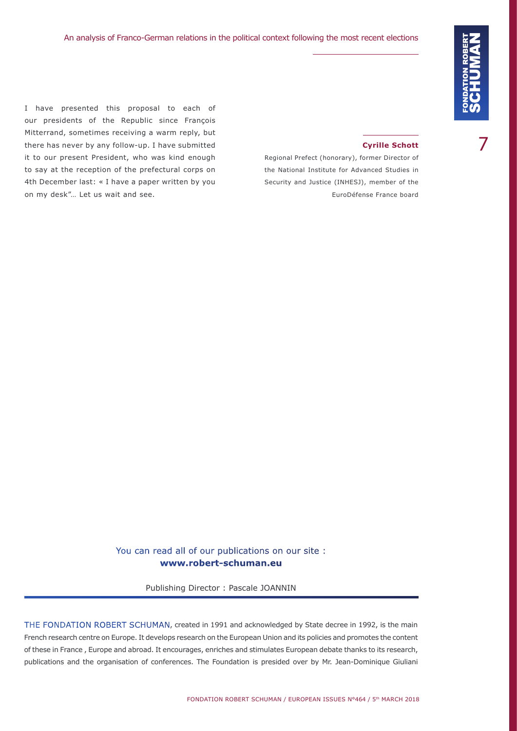I have presented this proposal to each of our presidents of the Republic since François Mitterrand, sometimes receiving a warm reply, but there has never by any follow-up. I have submitted it to our present President, who was kind enough to say at the reception of the prefectural corps on 4th December last: « I have a paper written by you on my desk"… Let us wait and see.

**Cyrille Schott**

Regional Prefect (honorary), former Director of the National Institute for Advanced Studies in Security and Justice (INHESJ), member of the EuroDéfense France board

You can read all of our publications on our site :
**www.robert-schuman.eu**

Publishing Director : Pascale JOANNIN

THE FONDATION ROBERT SCHUMAN, created in 1991 and acknowledged by State decree in 1992, is the main French research centre on Europe. It develops research on the European Union and its policies and promotes the content of these in France , Europe and abroad. It encourages, enriches and stimulates European debate thanks to its research, publications and the organisation of conferences. The Foundation is presided over by Mr. Jean-Dominique Giuliani